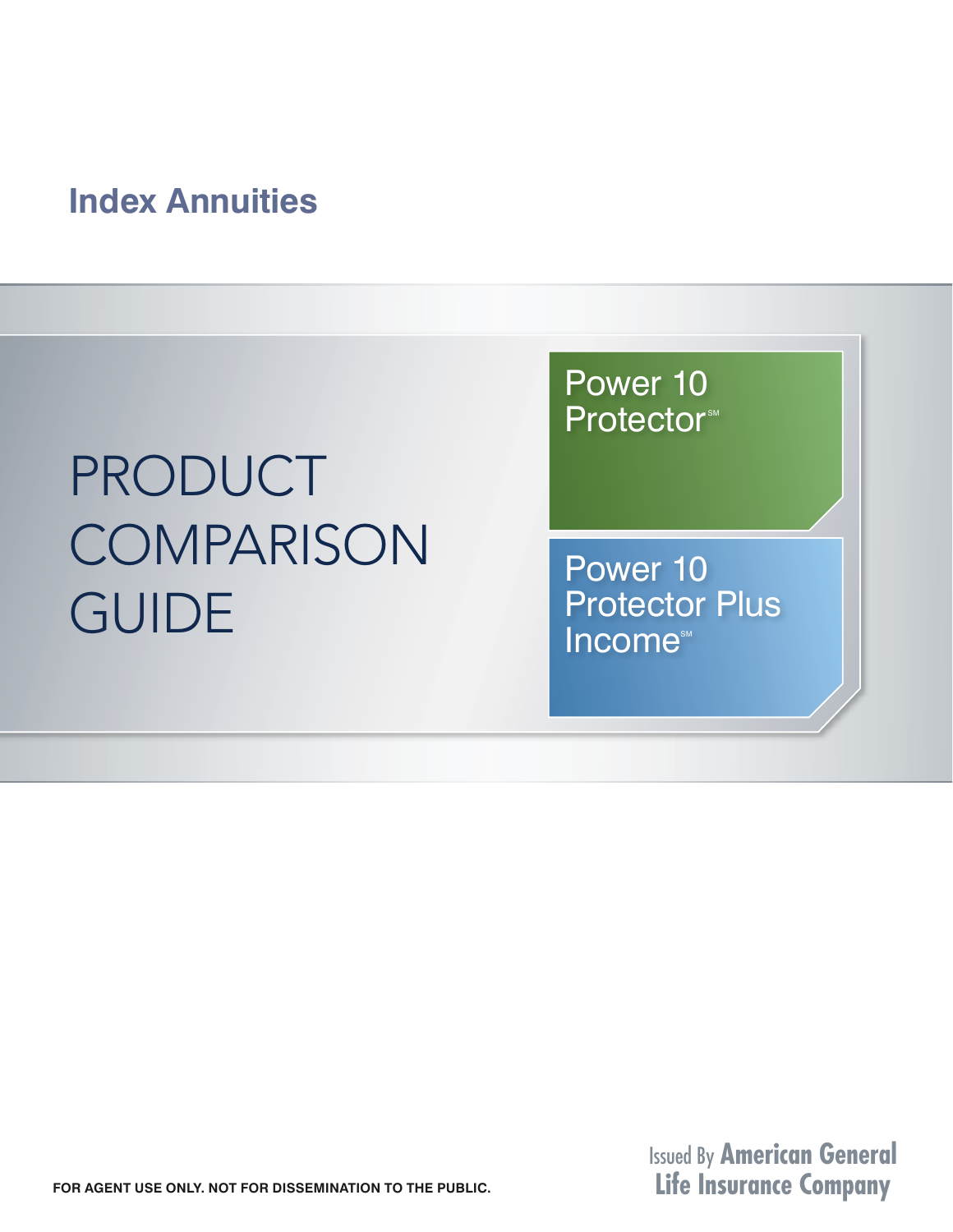## Index Annuities

# PRODUCT COMPARISON GUIDE

Power 10 Protector℠

Power 10 Protector Plus Income℠

Issued By American General Life Insurance Company

FOR AGENT USE ONLY. NOT FOR DISSEMINATION TO THE PUBLIC.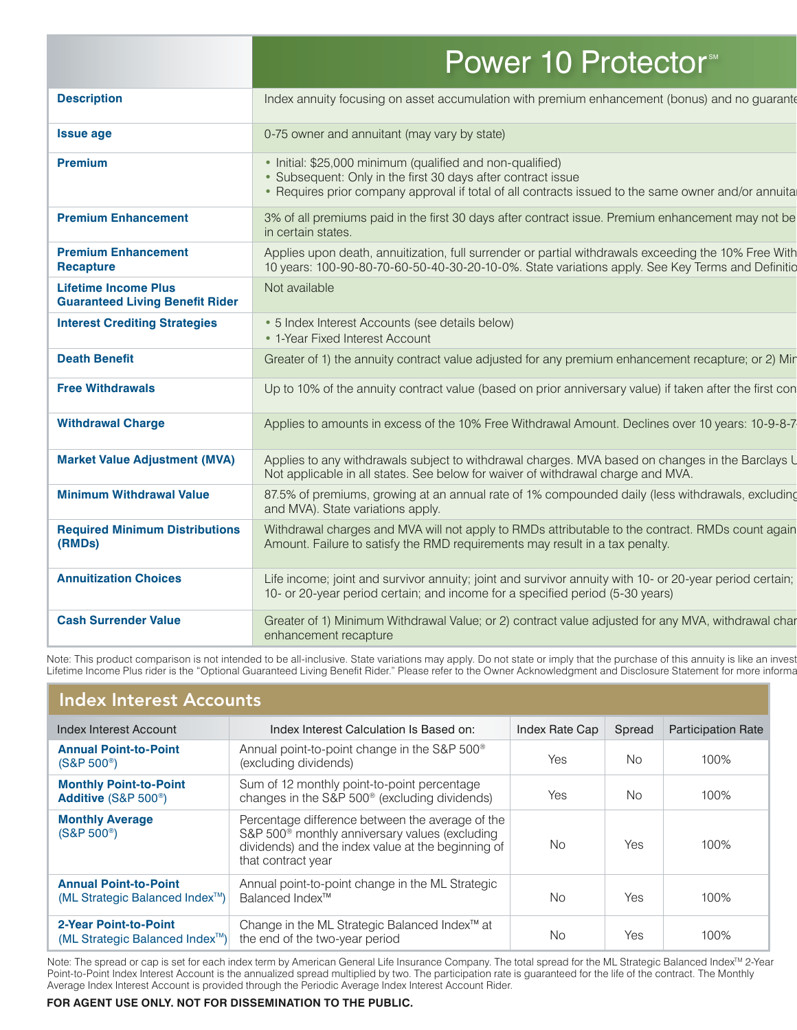| | Power 10 Protector℠ |
|---|---|
| **Description** | Index annuity focusing on asset accumulation with premium enhancement (bonus) and no guarante |
| **Issue age** | 0-75 owner and annuitant (may vary by state) |
| **Premium** | • Initial: $25,000 minimum (qualified and non-qualified)<br>• Subsequent: Only in the first 30 days after contract issue<br>• Requires prior company approval if total of all contracts issued to the same owner and/or annuita |
| **Premium Enhancement** | 3% of all premiums paid in the first 30 days after contract issue. Premium enhancement may not be in certain states. |
| **Premium Enhancement Recapture** | Applies upon death, annuitization, full surrender or partial withdrawals exceeding the 10% Free With 10 years: 100-90-80-70-60-50-40-30-20-10-0%. State variations apply. See Key Terms and Definitio |
| **Lifetime Income Plus Guaranteed Living Benefit Rider** | Not available |
| **Interest Crediting Strategies** | • 5 Index Interest Accounts (see details below)<br>• 1-Year Fixed Interest Account |
| **Death Benefit** | Greater of 1) the annuity contract value adjusted for any premium enhancement recapture; or 2) Mir |
| **Free Withdrawals** | Up to 10% of the annuity contract value (based on prior anniversary value) if taken after the first con |
| **Withdrawal Charge** | Applies to amounts in excess of the 10% Free Withdrawal Amount. Declines over 10 years: 10-9-8-7 |
| **Market Value Adjustment (MVA)** | Applies to any withdrawals subject to withdrawal charges. MVA based on changes in the Barclays U Not applicable in all states. See below for waiver of withdrawal charge and MVA. |
| **Minimum Withdrawal Value** | 87.5% of premiums, growing at an annual rate of 1% compounded daily (less withdrawals, excluding and MVA). State variations apply. |
| **Required Minimum Distributions (RMDs)** | Withdrawal charges and MVA will not apply to RMDs attributable to the contract. RMDs count again Amount. Failure to satisfy the RMD requirements may result in a tax penalty. |
| **Annuitization Choices** | Life income; joint and survivor annuity; joint and survivor annuity with 10- or 20-year period certain; 10- or 20-year period certain; and income for a specified period (5-30 years) |
| **Cash Surrender Value** | Greater of 1) Minimum Withdrawal Value; or 2) contract value adjusted for any MVA, withdrawal char enhancement recapture |

Note: This product comparison is not intended to be all-inclusive. State variations may apply. Do not state or imply that the purchase of this annuity is like an invest Lifetime Income Plus rider is the "Optional Guaranteed Living Benefit Rider." Please refer to the Owner Acknowledgment and Disclosure Statement for more informa

## Index Interest Accounts

| Index Interest Account | Index Interest Calculation Is Based on: | Index Rate Cap | Spread | Participation Rate |
|---|---|---|---|---|
| **Annual Point-to-Point** (S&P 500®) | Annual point-to-point change in the S&P 500® (excluding dividends) | Yes | No | 100% |
| **Monthly Point-to-Point Additive** (S&P 500®) | Sum of 12 monthly point-to-point percentage changes in the S&P 500® (excluding dividends) | Yes | No | 100% |
| **Monthly Average** (S&P 500®) | Percentage difference between the average of the S&P 500® monthly anniversary values (excluding dividends) and the index value at the beginning of that contract year | No | Yes | 100% |
| **Annual Point-to-Point** (ML Strategic Balanced Index™) | Annual point-to-point change in the ML Strategic Balanced Index™ | No | Yes | 100% |
| **2-Year Point-to-Point** (ML Strategic Balanced Index™) | Change in the ML Strategic Balanced Index™ at the end of the two-year period | No | Yes | 100% |

Note: The spread or cap is set for each index term by American General Life Insurance Company. The total spread for the ML Strategic Balanced Index™ 2-Year Point-to-Point Index Interest Account is the annualized spread multiplied by two. The participation rate is guaranteed for the life of the contract. The Monthly Average Index Interest Account is provided through the Periodic Average Index Interest Account Rider.

**FOR AGENT USE ONLY. NOT FOR DISSEMINATION TO THE PUBLIC.**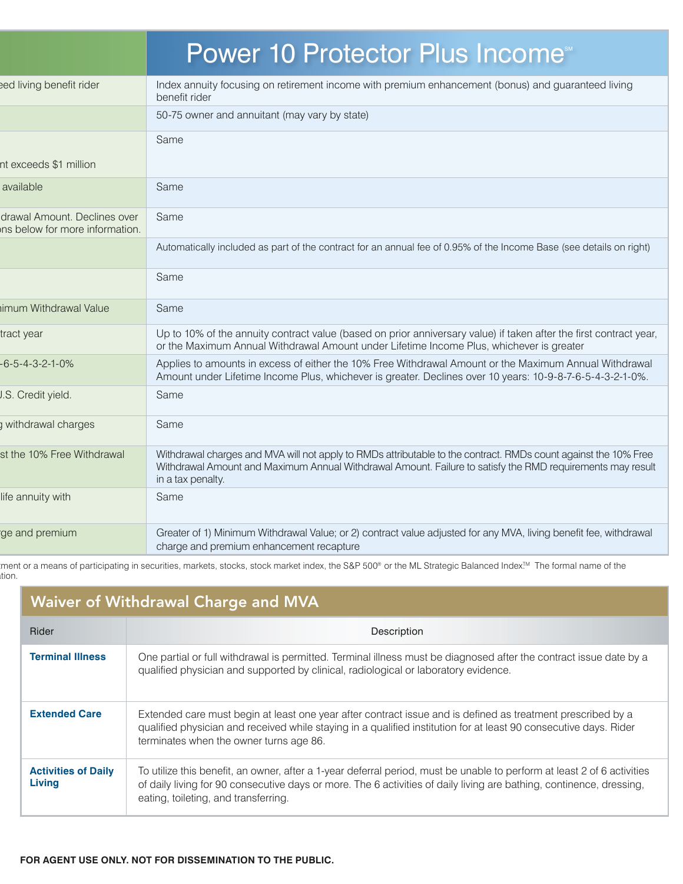| | Power 10 Protector Plus Income℠ |
|---|---|
| eed living benefit rider | Index annuity focusing on retirement income with premium enhancement (bonus) and guaranteed living benefit rider |
| | 50-75 owner and annuitant (may vary by state) |
| nt exceeds $1 million | Same |
| available | Same |
| drawal Amount. Declines over ons below for more information. | Same |
| | Automatically included as part of the contract for an annual fee of 0.95% of the Income Base (see details on right) |
| | Same |
| nimum Withdrawal Value | Same |
| tract year | Up to 10% of the annuity contract value (based on prior anniversary value) if taken after the first contract year, or the Maximum Annual Withdrawal Amount under Lifetime Income Plus, whichever is greater |
| -6-5-4-3-2-1-0% | Applies to amounts in excess of either the 10% Free Withdrawal Amount or the Maximum Annual Withdrawal Amount under Lifetime Income Plus, whichever is greater. Declines over 10 years: 10-9-8-7-6-5-4-3-2-1-0%. |
| J.S. Credit yield. | Same |
| g withdrawal charges | Same |
| st the 10% Free Withdrawal | Withdrawal charges and MVA will not apply to RMDs attributable to the contract. RMDs count against the 10% Free Withdrawal Amount and Maximum Annual Withdrawal Amount. Failure to satisfy the RMD requirements may result in a tax penalty. |
| life annuity with | Same |
| ge and premium | Greater of 1) Minimum Withdrawal Value; or 2) contract value adjusted for any MVA, living benefit fee, withdrawal charge and premium enhancement recapture |

ment or a means of participating in securities, markets, stocks, stock market index, the S&P 500® or the ML Strategic Balanced Index.™ The formal name of the
tion.

## Waiver of Withdrawal Charge and MVA

| Rider | Description |
|---|---|
| **Terminal Illness** | One partial or full withdrawal is permitted. Terminal illness must be diagnosed after the contract issue date by a qualified physician and supported by clinical, radiological or laboratory evidence. |
| **Extended Care** | Extended care must begin at least one year after contract issue and is defined as treatment prescribed by a qualified physician and received while staying in a qualified institution for at least 90 consecutive days. Rider terminates when the owner turns age 86. |
| **Activities of Daily Living** | To utilize this benefit, an owner, after a 1-year deferral period, must be unable to perform at least 2 of 6 activities of daily living for 90 consecutive days or more. The 6 activities of daily living are bathing, continence, dressing, eating, toileting, and transferring. |

**FOR AGENT USE ONLY. NOT FOR DISSEMINATION TO THE PUBLIC.**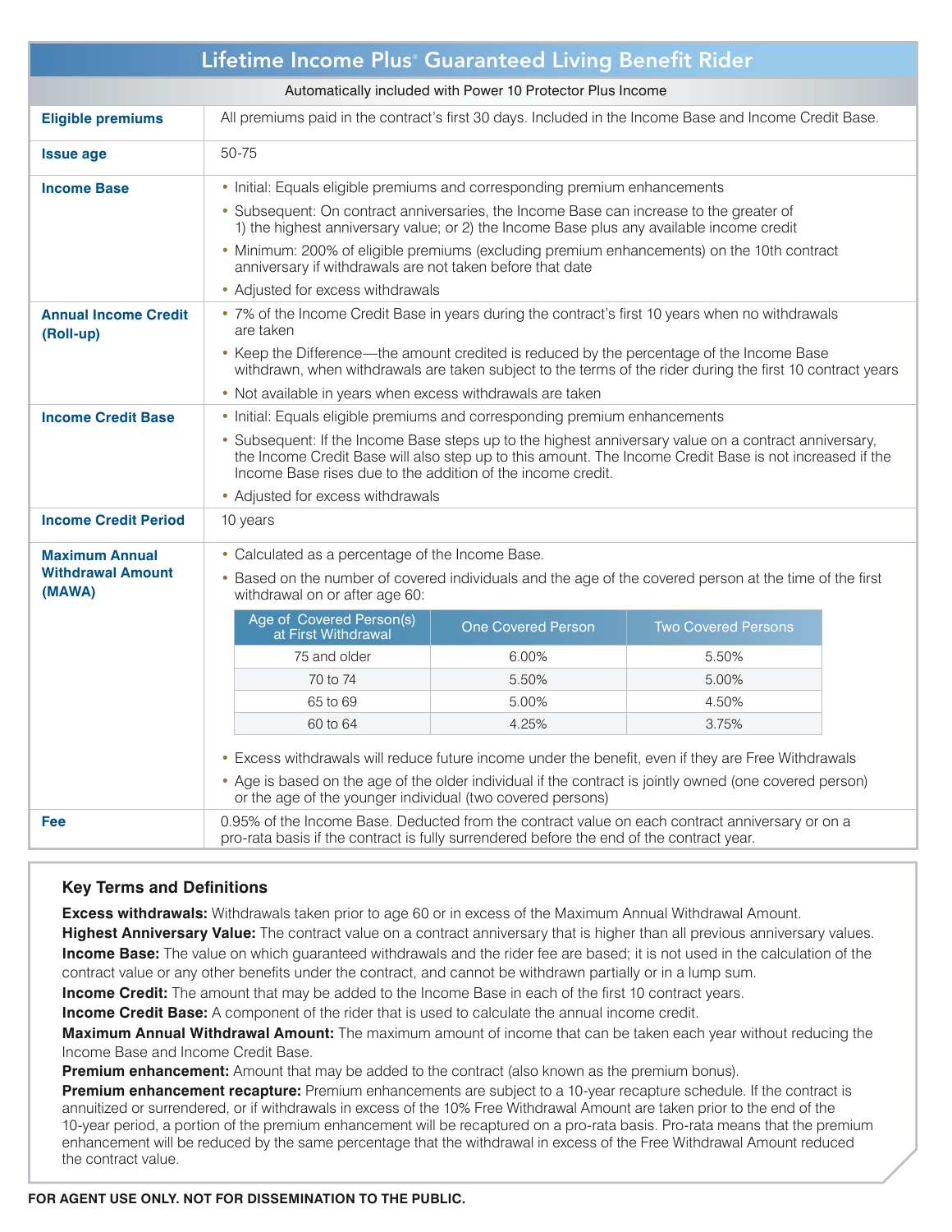# Lifetime Income Plus® Guaranteed Living Benefit Rider

Automatically included with Power 10 Protector Plus Income

| | |
|---|---|
| **Eligible premiums** | All premiums paid in the contract's first 30 days. Included in the Income Base and Income Credit Base. |
| **Issue age** | 50-75 |
| **Income Base** | • Initial: Equals eligible premiums and corresponding premium enhancements<br>• Subsequent: On contract anniversaries, the Income Base can increase to the greater of 1) the highest anniversary value; or 2) the Income Base plus any available income credit<br>• Minimum: 200% of eligible premiums (excluding premium enhancements) on the 10th contract anniversary if withdrawals are not taken before that date<br>• Adjusted for excess withdrawals |
| **Annual Income Credit (Roll-up)** | • 7% of the Income Credit Base in years during the contract's first 10 years when no withdrawals are taken<br>• Keep the Difference—the amount credited is reduced by the percentage of the Income Base withdrawn, when withdrawals are taken subject to the terms of the rider during the first 10 contract years<br>• Not available in years when excess withdrawals are taken |
| **Income Credit Base** | • Initial: Equals eligible premiums and corresponding premium enhancements<br>• Subsequent: If the Income Base steps up to the highest anniversary value on a contract anniversary, the Income Credit Base will also step up to this amount. The Income Credit Base is not increased if the Income Base rises due to the addition of the income credit.<br>• Adjusted for excess withdrawals |
| **Income Credit Period** | 10 years |
| **Maximum Annual Withdrawal Amount (MAWA)** | • Calculated as a percentage of the Income Base.<br>• Based on the number of covered individuals and the age of the covered person at the time of the first withdrawal on or after age 60 (see table below)<br>• Excess withdrawals will reduce future income under the benefit, even if they are Free Withdrawals<br>• Age is based on the age of the older individual if the contract is jointly owned (one covered person) or the age of the younger individual (two covered persons) |
| **Fee** | 0.95% of the Income Base. Deducted from the contract value on each contract anniversary or on a pro-rata basis if the contract is fully surrendered before the end of the contract year. |

| Age of Covered Person(s) at First Withdrawal | One Covered Person | Two Covered Persons |
|---|---|---|
| 75 and older | 6.00% | 5.50% |
| 70 to 74 | 5.50% | 5.00% |
| 65 to 69 | 5.00% | 4.50% |
| 60 to 64 | 4.25% | 3.75% |

## Key Terms and Definitions

**Excess withdrawals:** Withdrawals taken prior to age 60 or in excess of the Maximum Annual Withdrawal Amount.

**Highest Anniversary Value:** The contract value on a contract anniversary that is higher than all previous anniversary values.

**Income Base:** The value on which guaranteed withdrawals and the rider fee are based; it is not used in the calculation of the contract value or any other benefits under the contract, and cannot be withdrawn partially or in a lump sum.

**Income Credit:** The amount that may be added to the Income Base in each of the first 10 contract years.

**Income Credit Base:** A component of the rider that is used to calculate the annual income credit.

**Maximum Annual Withdrawal Amount:** The maximum amount of income that can be taken each year without reducing the Income Base and Income Credit Base.

**Premium enhancement:** Amount that may be added to the contract (also known as the premium bonus).

**Premium enhancement recapture:** Premium enhancements are subject to a 10-year recapture schedule. If the contract is annuitized or surrendered, or if withdrawals in excess of the 10% Free Withdrawal Amount are taken prior to the end of the 10-year period, a portion of the premium enhancement will be recaptured on a pro-rata basis. Pro-rata means that the premium enhancement will be reduced by the same percentage that the withdrawal in excess of the Free Withdrawal Amount reduced the contract value.

**FOR AGENT USE ONLY. NOT FOR DISSEMINATION TO THE PUBLIC.**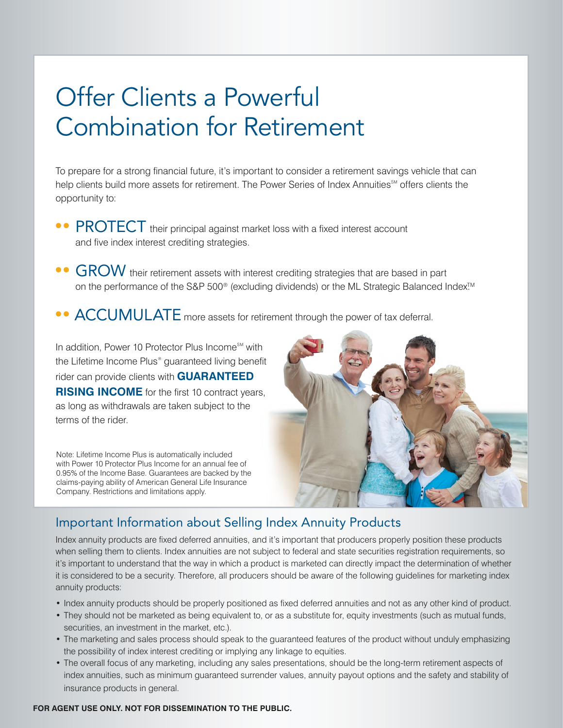# Offer Clients a Powerful Combination for Retirement

To prepare for a strong financial future, it's important to consider a retirement savings vehicle that can help clients build more assets for retirement. The Power Series of Index Annuities℠ offers clients the opportunity to:

- **PROTECT** their principal against market loss with a fixed interest account and five index interest crediting strategies.
- **GROW** their retirement assets with interest crediting strategies that are based in part on the performance of the S&P 500® (excluding dividends) or the ML Strategic Balanced Index™
- **ACCUMULATE** more assets for retirement through the power of tax deferral.

In addition, Power 10 Protector Plus Income℠ with the Lifetime Income Plus® guaranteed living benefit rider can provide clients with **GUARANTEED RISING INCOME** for the first 10 contract years, as long as withdrawals are taken subject to the terms of the rider.

Note: Lifetime Income Plus is automatically included with Power 10 Protector Plus Income for an annual fee of 0.95% of the Income Base. Guarantees are backed by the claims-paying ability of American General Life Insurance Company. Restrictions and limitations apply.

## Important Information about Selling Index Annuity Products

Index annuity products are fixed deferred annuities, and it's important that producers properly position these products when selling them to clients. Index annuities are not subject to federal and state securities registration requirements, so it's important to understand that the way in which a product is marketed can directly impact the determination of whether it is considered to be a security. Therefore, all producers should be aware of the following guidelines for marketing index annuity products:

- Index annuity products should be properly positioned as fixed deferred annuities and not as any other kind of product.
- They should not be marketed as being equivalent to, or as a substitute for, equity investments (such as mutual funds, securities, an investment in the market, etc.).
- The marketing and sales process should speak to the guaranteed features of the product without unduly emphasizing the possibility of index interest crediting or implying any linkage to equities.
- The overall focus of any marketing, including any sales presentations, should be the long-term retirement aspects of index annuities, such as minimum guaranteed surrender values, annuity payout options and the safety and stability of insurance products in general.

**FOR AGENT USE ONLY. NOT FOR DISSEMINATION TO THE PUBLIC.**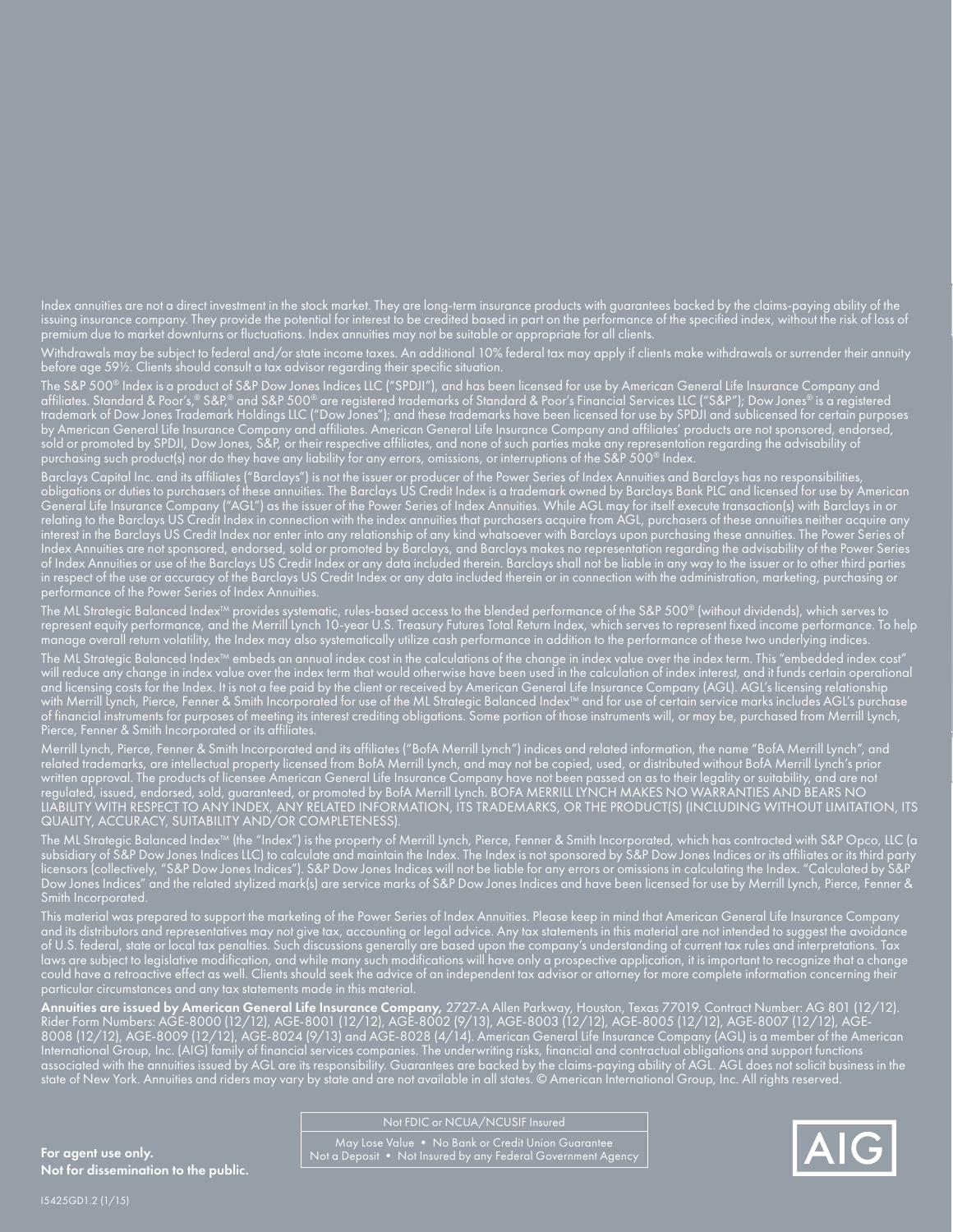Index annuities are not a direct investment in the stock market. They are long-term insurance products with guarantees backed by the claims-paying ability of the issuing insurance company. They provide the potential for interest to be credited based in part on the performance of the specified index, without the risk of loss of premium due to market downturns or fluctuations. Index annuities may not be suitable or appropriate for all clients.

Withdrawals may be subject to federal and/or state income taxes. An additional 10% federal tax may apply if clients make withdrawals or surrender their annuity before age 59½. Clients should consult a tax advisor regarding their specific situation.

The S&P 500® Index is a product of S&P Dow Jones Indices LLC ("SPDJI"), and has been licensed for use by American General Life Insurance Company and affiliates. Standard & Poor's,® S&P,® and S&P 500® are registered trademarks of Standard & Poor's Financial Services LLC ("S&P"); Dow Jones® is a registered trademark of Dow Jones Trademark Holdings LLC ("Dow Jones"); and these trademarks have been licensed for use by SPDJI and sublicensed for certain purposes by American General Life Insurance Company and affiliates. American General Life Insurance Company and affiliates' products are not sponsored, endorsed, sold or promoted by SPDJI, Dow Jones, S&P, or their respective affiliates, and none of such parties make any representation regarding the advisability of purchasing such product(s) nor do they have any liability for any errors, omissions, or interruptions of the S&P 500® Index.

Barclays Capital Inc. and its affiliates ("Barclays") is not the issuer or producer of the Power Series of Index Annuities and Barclays has no responsibilities, obligations or duties to purchasers of these annuities. The Barclays US Credit Index is a trademark owned by Barclays Bank PLC and licensed for use by American General Life Insurance Company ("AGL") as the issuer of the Power Series of Index Annuities. While AGL may for itself execute transaction(s) with Barclays in or relating to the Barclays US Credit Index in connection with the index annuities that purchasers acquire from AGL, purchasers of these annuities neither acquire any interest in the Barclays US Credit Index nor enter into any relationship of any kind whatsoever with Barclays upon purchasing these annuities. The Power Series of Index Annuities are not sponsored, endorsed, sold or promoted by Barclays, and Barclays makes no representation regarding the advisability of the Power Series of Index Annuities or use of the Barclays US Credit Index or any data included therein. Barclays shall not be liable in any way to the issuer or to other third parties in respect of the use or accuracy of the Barclays US Credit Index or any data included therein or in connection with the administration, marketing, purchasing or performance of the Power Series of Index Annuities.

The ML Strategic Balanced Index™ provides systematic, rules-based access to the blended performance of the S&P 500® (without dividends), which serves to represent equity performance, and the Merrill Lynch 10-year U.S. Treasury Futures Total Return Index, which serves to represent fixed income performance. To help manage overall return volatility, the Index may also systematically utilize cash performance in addition to the performance of these two underlying indices.

The ML Strategic Balanced Index™ embeds an annual index cost in the calculations of the change in index value over the index term. This "embedded index cost" will reduce any change in index value over the index term that would otherwise have been used in the calculation of index interest, and it funds certain operational and licensing costs for the Index. It is not a fee paid by the client or received by American General Life Insurance Company (AGL). AGL's licensing relationship with Merrill Lynch, Pierce, Fenner & Smith Incorporated for use of the ML Strategic Balanced Index™ and for use of certain service marks includes AGL's purchase of financial instruments for purposes of meeting its interest crediting obligations. Some portion of those instruments will, or may be, purchased from Merrill Lynch, Pierce, Fenner & Smith Incorporated or its affiliates.

Merrill Lynch, Pierce, Fenner & Smith Incorporated and its affiliates ("BofA Merrill Lynch") indices and related information, the name "BofA Merrill Lynch", and related trademarks, are intellectual property licensed from BofA Merrill Lynch, and may not be copied, used, or distributed without BofA Merrill Lynch's prior written approval. The products of licensee American General Life Insurance Company have not been passed on as to their legality or suitability, and are not regulated, issued, endorsed, sold, guaranteed, or promoted by BofA Merrill Lynch. BOFA MERRILL LYNCH MAKES NO WARRANTIES AND BEARS NO LIABILITY WITH RESPECT TO ANY INDEX, ANY RELATED INFORMATION, ITS TRADEMARKS, OR THE PRODUCT(S) (INCLUDING WITHOUT LIMITATION, ITS QUALITY, ACCURACY, SUITABILITY AND/OR COMPLETENESS).

The ML Strategic Balanced Index™ (the "Index") is the property of Merrill Lynch, Pierce, Fenner & Smith Incorporated, which has contracted with S&P Opco, LLC (a subsidiary of S&P Dow Jones Indices LLC) to calculate and maintain the Index. The Index is not sponsored by S&P Dow Jones Indices or its affiliates or its third party licensors (collectively, "S&P Dow Jones Indices"). S&P Dow Jones Indices will not be liable for any errors or omissions in calculating the Index. "Calculated by S&P Dow Jones Indices" and the related stylized mark(s) are service marks of S&P Dow Jones Indices and have been licensed for use by Merrill Lynch, Pierce, Fenner & Smith Incorporated.

This material was prepared to support the marketing of the Power Series of Index Annuities. Please keep in mind that American General Life Insurance Company and its distributors and representatives may not give tax, accounting or legal advice. Any tax statements in this material are not intended to suggest the avoidance of U.S. federal, state or local tax penalties. Such discussions generally are based upon the company's understanding of current tax rules and interpretations. Tax laws are subject to legislative modification, and while many such modifications will have only a prospective application, it is important to recognize that a change could have a retroactive effect as well. Clients should seek the advice of an independent tax advisor or attorney for more complete information concerning their particular circumstances and any tax statements made in this material.

**Annuities are issued by American General Life Insurance Company,** 2727-A Allen Parkway, Houston, Texas 77019. Contract Number: AG 801 (12/12). Rider Form Numbers: AGE-8000 (12/12), AGE-8001 (12/12), AGE-8002 (9/13), AGE-8003 (12/12), AGE-8005 (12/12), AGE-8007 (12/12), AGE-8008 (12/12), AGE-8009 (12/12), AGE-8024 (9/13) and AGE-8028 (4/14). American General Life Insurance Company (AGL) is a member of the American International Group, Inc. (AIG) family of financial services companies. The underwriting risks, financial and contractual obligations and support functions associated with the annuities issued by AGL are its responsibility. Guarantees are backed by the claims-paying ability of AGL. AGL does not solicit business in the state of New York. Annuities and riders may vary by state and are not available in all states. © American International Group, Inc. All rights reserved.

**For agent use only.**
**Not for dissemination to the public.**

Not FDIC or NCUA/NCUSIF Insured

May Lose Value • No Bank or Credit Union Guarantee
Not a Deposit • Not Insured by any Federal Government Agency

AIG

I5425GD1.2 (1/15)